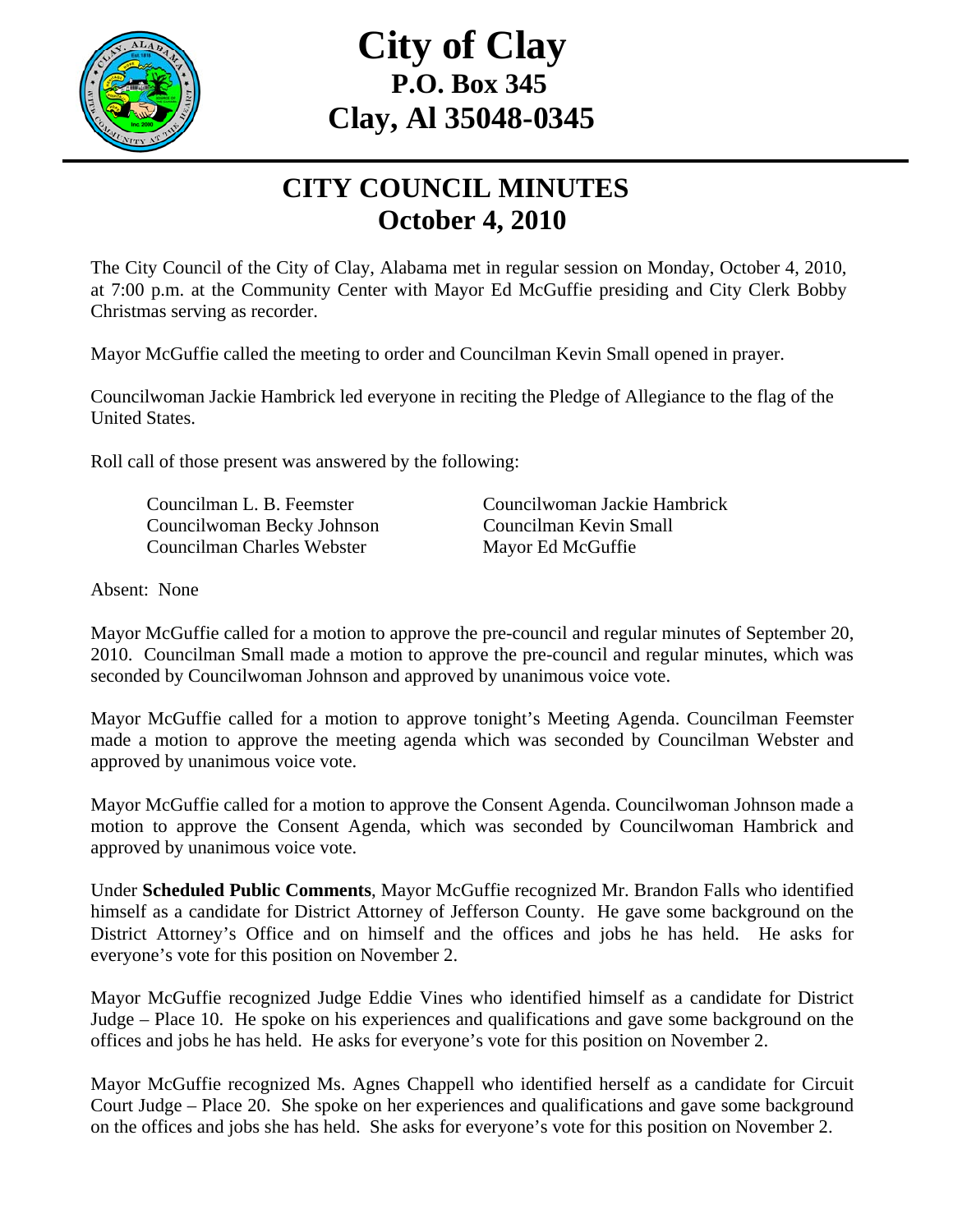# City of Clay
## P.O. Box 345
## Clay, Al 35048-0345

## CITY COUNCIL MINUTES
## October 4, 2010

The City Council of the City of Clay, Alabama met in regular session on Monday, October 4, 2010, at 7:00 p.m. at the Community Center with Mayor Ed McGuffie presiding and City Clerk Bobby Christmas serving as recorder.

Mayor McGuffie called the meeting to order and Councilman Kevin Small opened in prayer.

Councilwoman Jackie Hambrick led everyone in reciting the Pledge of Allegiance to the flag of the United States.

Roll call of those present was answered by the following:

Councilman L. B. Feemster
Councilwoman Becky Johnson
Councilman Charles Webster
Councilwoman Jackie Hambrick
Councilman Kevin Small
Mayor Ed McGuffie

Absent: None

Mayor McGuffie called for a motion to approve the pre-council and regular minutes of September 20, 2010. Councilman Small made a motion to approve the pre-council and regular minutes, which was seconded by Councilwoman Johnson and approved by unanimous voice vote.

Mayor McGuffie called for a motion to approve tonight's Meeting Agenda. Councilman Feemster made a motion to approve the meeting agenda which was seconded by Councilman Webster and approved by unanimous voice vote.

Mayor McGuffie called for a motion to approve the Consent Agenda. Councilwoman Johnson made a motion to approve the Consent Agenda, which was seconded by Councilwoman Hambrick and approved by unanimous voice vote.

Under **Scheduled Public Comments**, Mayor McGuffie recognized Mr. Brandon Falls who identified himself as a candidate for District Attorney of Jefferson County. He gave some background on the District Attorney's Office and on himself and the offices and jobs he has held. He asks for everyone's vote for this position on November 2.

Mayor McGuffie recognized Judge Eddie Vines who identified himself as a candidate for District Judge – Place 10. He spoke on his experiences and qualifications and gave some background on the offices and jobs he has held. He asks for everyone's vote for this position on November 2.

Mayor McGuffie recognized Ms. Agnes Chappell who identified herself as a candidate for Circuit Court Judge – Place 20. She spoke on her experiences and qualifications and gave some background on the offices and jobs she has held. She asks for everyone's vote for this position on November 2.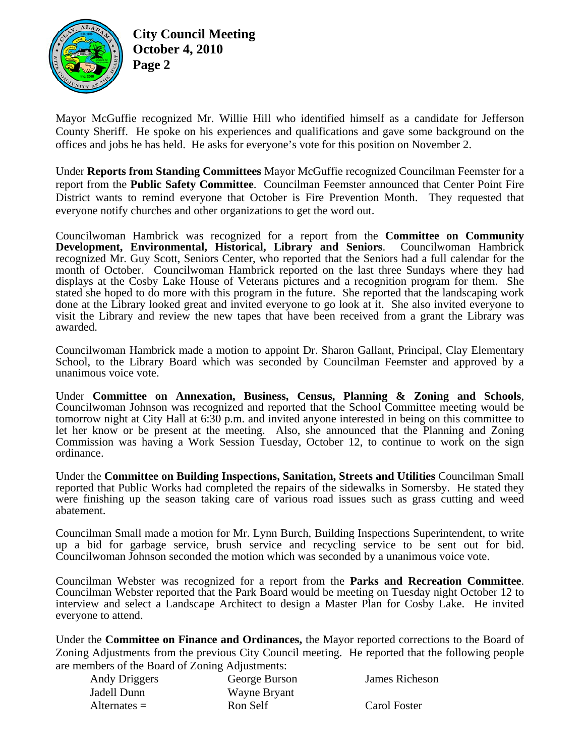Mayor McGuffie recognized Mr. Willie Hill who identified himself as a candidate for Jefferson County Sheriff. He spoke on his experiences and qualifications and gave some background on the offices and jobs he has held. He asks for everyone's vote for this position on November 2.

Under **Reports from Standing Committees** Mayor McGuffie recognized Councilman Feemster for a report from the **Public Safety Committee**. Councilman Feemster announced that Center Point Fire District wants to remind everyone that October is Fire Prevention Month. They requested that everyone notify churches and other organizations to get the word out.

Councilwoman Hambrick was recognized for a report from the **Committee on Community Development, Environmental, Historical, Library and Seniors**. Councilwoman Hambrick recognized Mr. Guy Scott, Seniors Center, who reported that the Seniors had a full calendar for the month of October. Councilwoman Hambrick reported on the last three Sundays where they had displays at the Cosby Lake House of Veterans pictures and a recognition program for them. She stated she hoped to do more with this program in the future. She reported that the landscaping work done at the Library looked great and invited everyone to go look at it. She also invited everyone to visit the Library and review the new tapes that have been received from a grant the Library was awarded.

Councilwoman Hambrick made a motion to appoint Dr. Sharon Gallant, Principal, Clay Elementary School, to the Library Board which was seconded by Councilman Feemster and approved by a unanimous voice vote.

Under **Committee on Annexation, Business, Census, Planning & Zoning and Schools**, Councilwoman Johnson was recognized and reported that the School Committee meeting would be tomorrow night at City Hall at 6:30 p.m. and invited anyone interested in being on this committee to let her know or be present at the meeting. Also, she announced that the Planning and Zoning Commission was having a Work Session Tuesday, October 12, to continue to work on the sign ordinance.

Under the **Committee on Building Inspections, Sanitation, Streets and Utilities** Councilman Small reported that Public Works had completed the repairs of the sidewalks in Somersby. He stated they were finishing up the season taking care of various road issues such as grass cutting and weed abatement.

Councilman Small made a motion for Mr. Lynn Burch, Building Inspections Superintendent, to write up a bid for garbage service, brush service and recycling service to be sent out for bid. Councilwoman Johnson seconded the motion which was seconded by a unanimous voice vote.

Councilman Webster was recognized for a report from the **Parks and Recreation Committee**. Councilman Webster reported that the Park Board would be meeting on Tuesday night October 12 to interview and select a Landscape Architect to design a Master Plan for Cosby Lake. He invited everyone to attend.

Under the **Committee on Finance and Ordinances,** the Mayor reported corrections to the Board of Zoning Adjustments from the previous City Council meeting. He reported that the following people are members of the Board of Zoning Adjustments:

| | | |
|---|---|---|
| Andy Driggers | George Burson | James Richeson |
| Jadell Dunn | Wayne Bryant | |
| Alternates = | Ron Self | Carol Foster |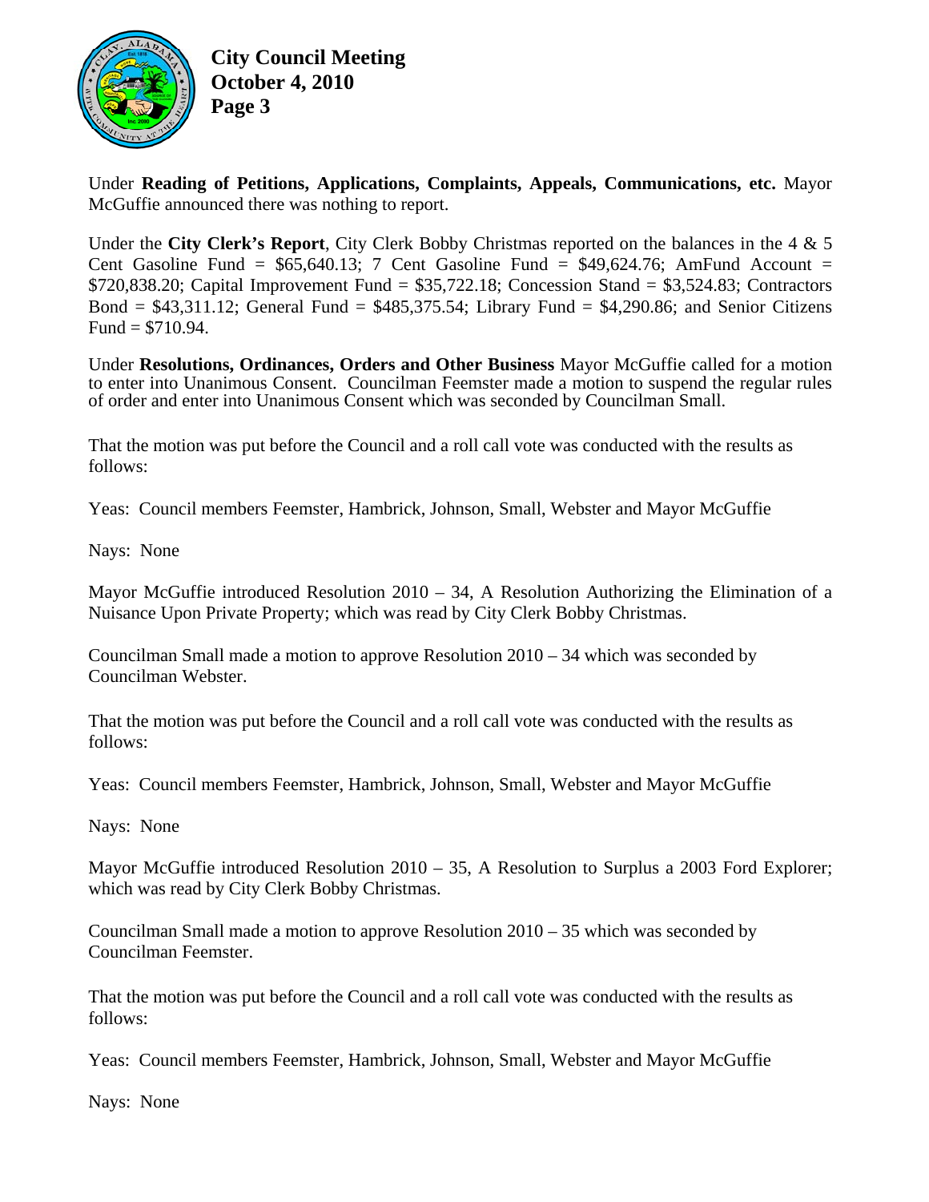Under **Reading of Petitions, Applications, Complaints, Appeals, Communications, etc.** Mayor McGuffie announced there was nothing to report.

Under the **City Clerk's Report**, City Clerk Bobby Christmas reported on the balances in the 4 & 5 Cent Gasoline Fund = $65,640.13; 7 Cent Gasoline Fund = $49,624.76; AmFund Account = $720,838.20; Capital Improvement Fund = $35,722.18; Concession Stand = $3,524.83; Contractors Bond = $43,311.12; General Fund = $485,375.54; Library Fund = $4,290.86; and Senior Citizens Fund = $710.94.

Under **Resolutions, Ordinances, Orders and Other Business** Mayor McGuffie called for a motion to enter into Unanimous Consent. Councilman Feemster made a motion to suspend the regular rules of order and enter into Unanimous Consent which was seconded by Councilman Small.

That the motion was put before the Council and a roll call vote was conducted with the results as follows:

Yeas: Council members Feemster, Hambrick, Johnson, Small, Webster and Mayor McGuffie

Nays: None

Mayor McGuffie introduced Resolution 2010 – 34, A Resolution Authorizing the Elimination of a Nuisance Upon Private Property; which was read by City Clerk Bobby Christmas.

Councilman Small made a motion to approve Resolution 2010 – 34 which was seconded by Councilman Webster.

That the motion was put before the Council and a roll call vote was conducted with the results as follows:

Yeas: Council members Feemster, Hambrick, Johnson, Small, Webster and Mayor McGuffie

Nays: None

Mayor McGuffie introduced Resolution 2010 – 35, A Resolution to Surplus a 2003 Ford Explorer; which was read by City Clerk Bobby Christmas.

Councilman Small made a motion to approve Resolution 2010 – 35 which was seconded by Councilman Feemster.

That the motion was put before the Council and a roll call vote was conducted with the results as follows:

Yeas: Council members Feemster, Hambrick, Johnson, Small, Webster and Mayor McGuffie

Nays: None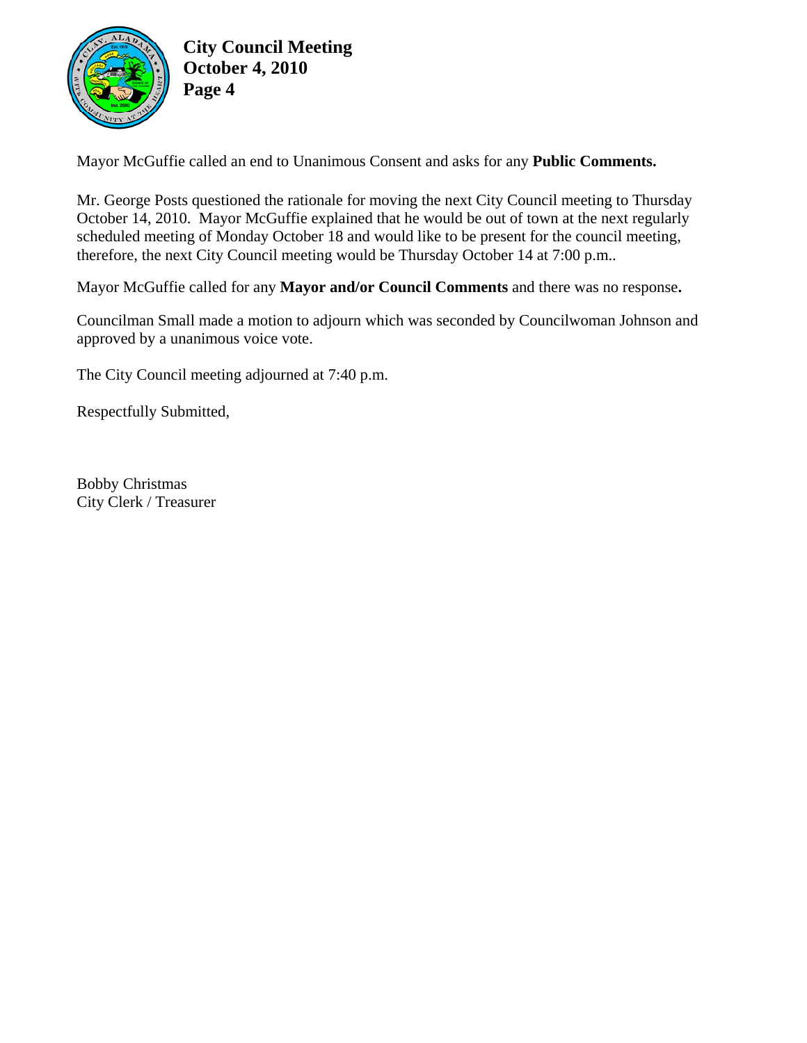Mayor McGuffie called an end to Unanimous Consent and asks for any **Public Comments.**

Mr. George Posts questioned the rationale for moving the next City Council meeting to Thursday October 14, 2010. Mayor McGuffie explained that he would be out of town at the next regularly scheduled meeting of Monday October 18 and would like to be present for the council meeting, therefore, the next City Council meeting would be Thursday October 14 at 7:00 p.m..

Mayor McGuffie called for any **Mayor and/or Council Comments** and there was no response**.**

Councilman Small made a motion to adjourn which was seconded by Councilwoman Johnson and approved by a unanimous voice vote.

The City Council meeting adjourned at 7:40 p.m.

Respectfully Submitted,

Bobby Christmas
City Clerk / Treasurer